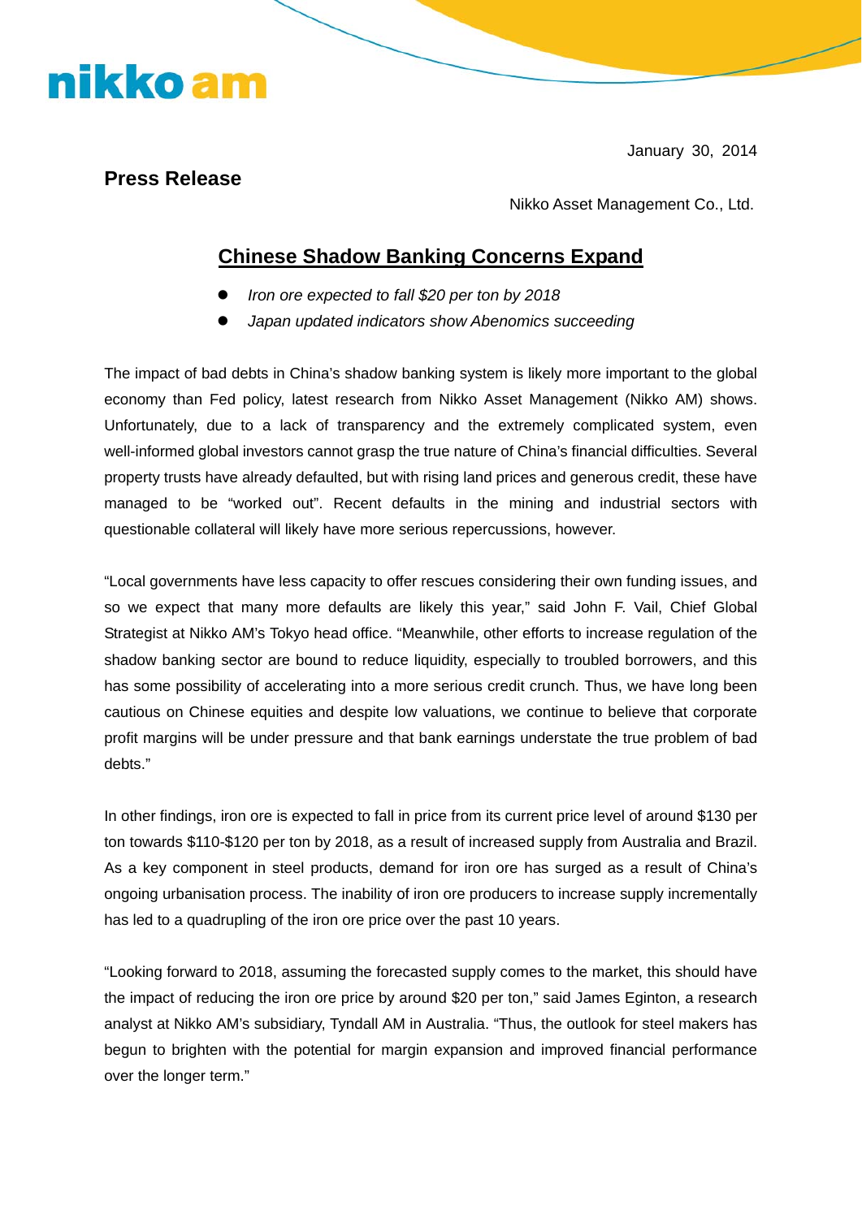nikko am

January 30, 2014

**Press Release**

Nikko Asset Management Co., Ltd.

# Chinese Shadow Banking Concerns Expand

- *Iron ore expected to fall $20 per ton by 2018*
- *Japan updated indicators show Abenomics succeeding*

The impact of bad debts in China's shadow banking system is likely more important to the global economy than Fed policy, latest research from Nikko Asset Management (Nikko AM) shows. Unfortunately, due to a lack of transparency and the extremely complicated system, even well-informed global investors cannot grasp the true nature of China's financial difficulties. Several property trusts have already defaulted, but with rising land prices and generous credit, these have managed to be "worked out". Recent defaults in the mining and industrial sectors with questionable collateral will likely have more serious repercussions, however.

"Local governments have less capacity to offer rescues considering their own funding issues, and so we expect that many more defaults are likely this year," said John F. Vail, Chief Global Strategist at Nikko AM's Tokyo head office. "Meanwhile, other efforts to increase regulation of the shadow banking sector are bound to reduce liquidity, especially to troubled borrowers, and this has some possibility of accelerating into a more serious credit crunch. Thus, we have long been cautious on Chinese equities and despite low valuations, we continue to believe that corporate profit margins will be under pressure and that bank earnings understate the true problem of bad debts."

In other findings, iron ore is expected to fall in price from its current price level of around $130 per ton towards $110-$120 per ton by 2018, as a result of increased supply from Australia and Brazil. As a key component in steel products, demand for iron ore has surged as a result of China's ongoing urbanisation process. The inability of iron ore producers to increase supply incrementally has led to a quadrupling of the iron ore price over the past 10 years.

"Looking forward to 2018, assuming the forecasted supply comes to the market, this should have the impact of reducing the iron ore price by around $20 per ton," said James Eginton, a research analyst at Nikko AM's subsidiary, Tyndall AM in Australia. "Thus, the outlook for steel makers has begun to brighten with the potential for margin expansion and improved financial performance over the longer term."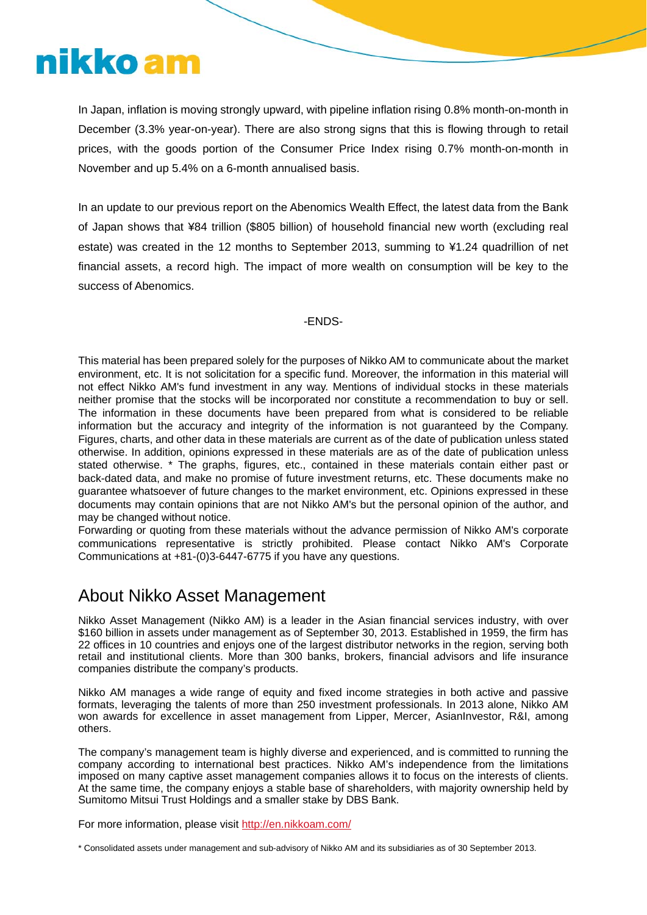In Japan, inflation is moving strongly upward, with pipeline inflation rising 0.8% month-on-month in December (3.3% year-on-year). There are also strong signs that this is flowing through to retail prices, with the goods portion of the Consumer Price Index rising 0.7% month-on-month in November and up 5.4% on a 6-month annualised basis.

In an update to our previous report on the Abenomics Wealth Effect, the latest data from the Bank of Japan shows that ¥84 trillion ($805 billion) of household financial new worth (excluding real estate) was created in the 12 months to September 2013, summing to ¥1.24 quadrillion of net financial assets, a record high. The impact of more wealth on consumption will be key to the success of Abenomics.

-ENDS-

This material has been prepared solely for the purposes of Nikko AM to communicate about the market environment, etc. It is not solicitation for a specific fund. Moreover, the information in this material will not effect Nikko AM's fund investment in any way. Mentions of individual stocks in these materials neither promise that the stocks will be incorporated nor constitute a recommendation to buy or sell. The information in these documents have been prepared from what is considered to be reliable information but the accuracy and integrity of the information is not guaranteed by the Company. Figures, charts, and other data in these materials are current as of the date of publication unless stated otherwise. In addition, opinions expressed in these materials are as of the date of publication unless stated otherwise. * The graphs, figures, etc., contained in these materials contain either past or back-dated data, and make no promise of future investment returns, etc. These documents make no guarantee whatsoever of future changes to the market environment, etc. Opinions expressed in these documents may contain opinions that are not Nikko AM's but the personal opinion of the author, and may be changed without notice.
Forwarding or quoting from these materials without the advance permission of Nikko AM's corporate communications representative is strictly prohibited. Please contact Nikko AM's Corporate Communications at +81-(0)3-6447-6775 if you have any questions.

## About Nikko Asset Management

Nikko Asset Management (Nikko AM) is a leader in the Asian financial services industry, with over $160 billion in assets under management as of September 30, 2013. Established in 1959, the firm has 22 offices in 10 countries and enjoys one of the largest distributor networks in the region, serving both retail and institutional clients. More than 300 banks, brokers, financial advisors and life insurance companies distribute the company's products.

Nikko AM manages a wide range of equity and fixed income strategies in both active and passive formats, leveraging the talents of more than 250 investment professionals. In 2013 alone, Nikko AM won awards for excellence in asset management from Lipper, Mercer, AsianInvestor, R&I, among others.

The company's management team is highly diverse and experienced, and is committed to running the company according to international best practices. Nikko AM's independence from the limitations imposed on many captive asset management companies allows it to focus on the interests of clients. At the same time, the company enjoys a stable base of shareholders, with majority ownership held by Sumitomo Mitsui Trust Holdings and a smaller stake by DBS Bank.

For more information, please visit http://en.nikkoam.com/

* Consolidated assets under management and sub-advisory of Nikko AM and its subsidiaries as of 30 September 2013.